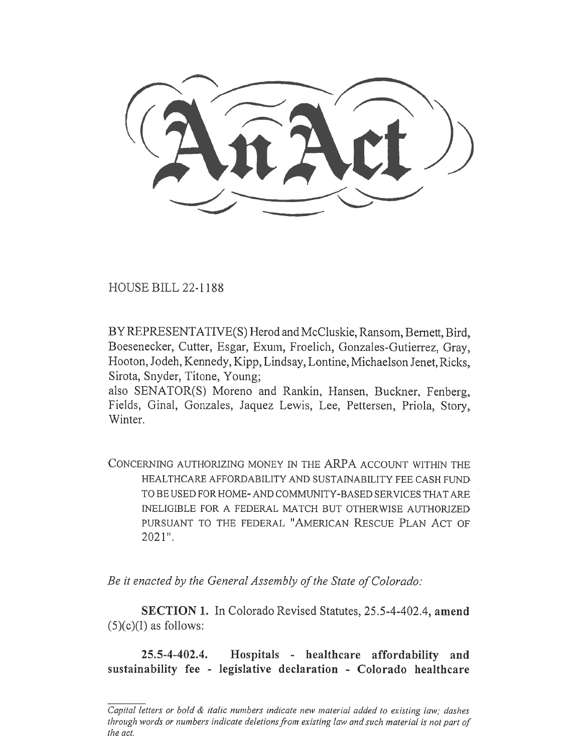# An Act

HOUSE BILL 22-1188

BY REPRESENTATIVE(S) Herod and McCluskie, Ransom, Bernett, Bird, Boesenecker, Cutter, Esgar, Exum, Froelich, Gonzales-Gutierrez, Gray, Hooton, Jodeh, Kennedy, Kipp, Lindsay, Lontine, Michaelson Jenet, Ricks, Sirota, Snyder, Titone, Young;
also SENATOR(S) Moreno and Rankin, Hansen, Buckner, Fenberg, Fields, Ginal, Gonzales, Jaquez Lewis, Lee, Pettersen, Priola, Story, Winter.

CONCERNING AUTHORIZING MONEY IN THE ARPA ACCOUNT WITHIN THE HEALTHCARE AFFORDABILITY AND SUSTAINABILITY FEE CASH FUND TO BE USED FOR HOME- AND COMMUNITY-BASED SERVICES THAT ARE INELIGIBLE FOR A FEDERAL MATCH BUT OTHERWISE AUTHORIZED PURSUANT TO THE FEDERAL "AMERICAN RESCUE PLAN ACT OF 2021".

*Be it enacted by the General Assembly of the State of Colorado:*

**SECTION 1.** In Colorado Revised Statutes, 25.5-4-402.4, **amend** (5)(c)(I) as follows:

**25.5-4-402.4. Hospitals - healthcare affordability and sustainability fee - legislative declaration - Colorado healthcare**

*Capital letters or bold & italic numbers indicate new material added to existing law; dashes through words or numbers indicate deletions from existing law and such material is not part of the act.*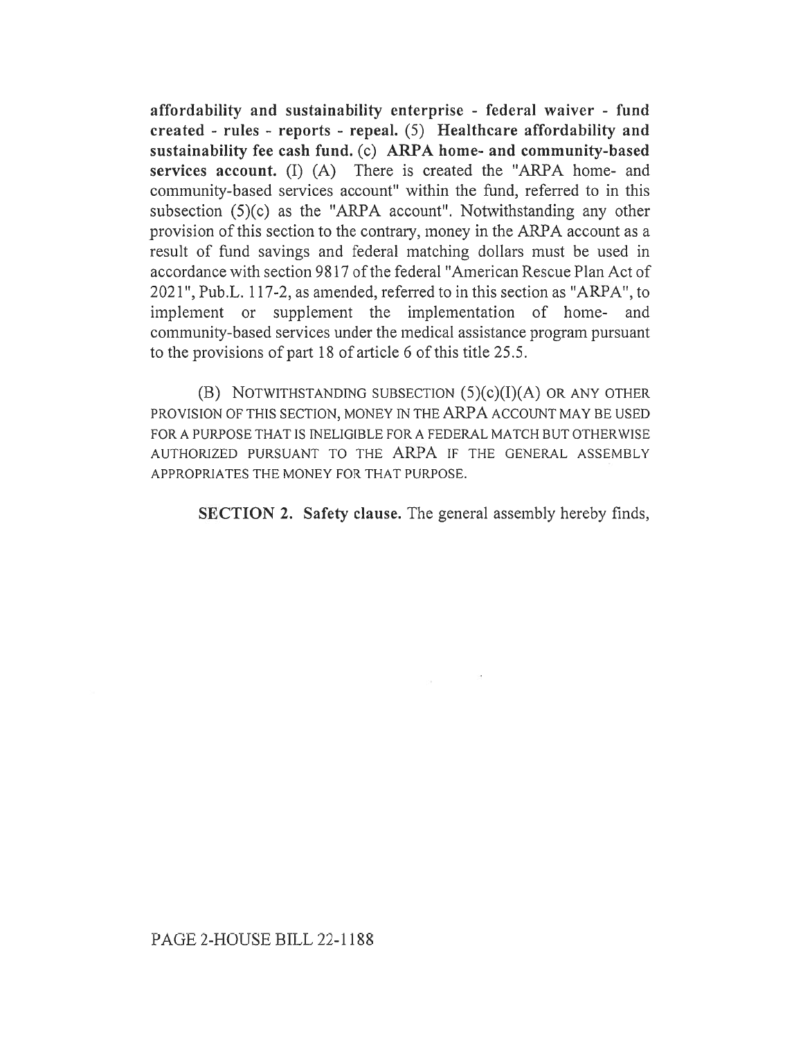**affordability and sustainability enterprise - federal waiver - fund created - rules - reports - repeal. (5) Healthcare affordability and sustainability fee cash fund. (c) ARPA home- and community-based services account.** (I) (A) There is created the "ARPA home- and community-based services account" within the fund, referred to in this subsection (5)(c) as the "ARPA account". Notwithstanding any other provision of this section to the contrary, money in the ARPA account as a result of fund savings and federal matching dollars must be used in accordance with section 9817 of the federal "American Rescue Plan Act of 2021", Pub.L. 117-2, as amended, referred to in this section as "ARPA", to implement or supplement the implementation of home- and community-based services under the medical assistance program pursuant to the provisions of part 18 of article 6 of this title 25.5.

(B) NOTWITHSTANDING SUBSECTION (5)(c)(I)(A) OR ANY OTHER PROVISION OF THIS SECTION, MONEY IN THE ARPA ACCOUNT MAY BE USED FOR A PURPOSE THAT IS INELIGIBLE FOR A FEDERAL MATCH BUT OTHERWISE AUTHORIZED PURSUANT TO THE ARPA IF THE GENERAL ASSEMBLY APPROPRIATES THE MONEY FOR THAT PURPOSE.

**SECTION 2. Safety clause.** The general assembly hereby finds,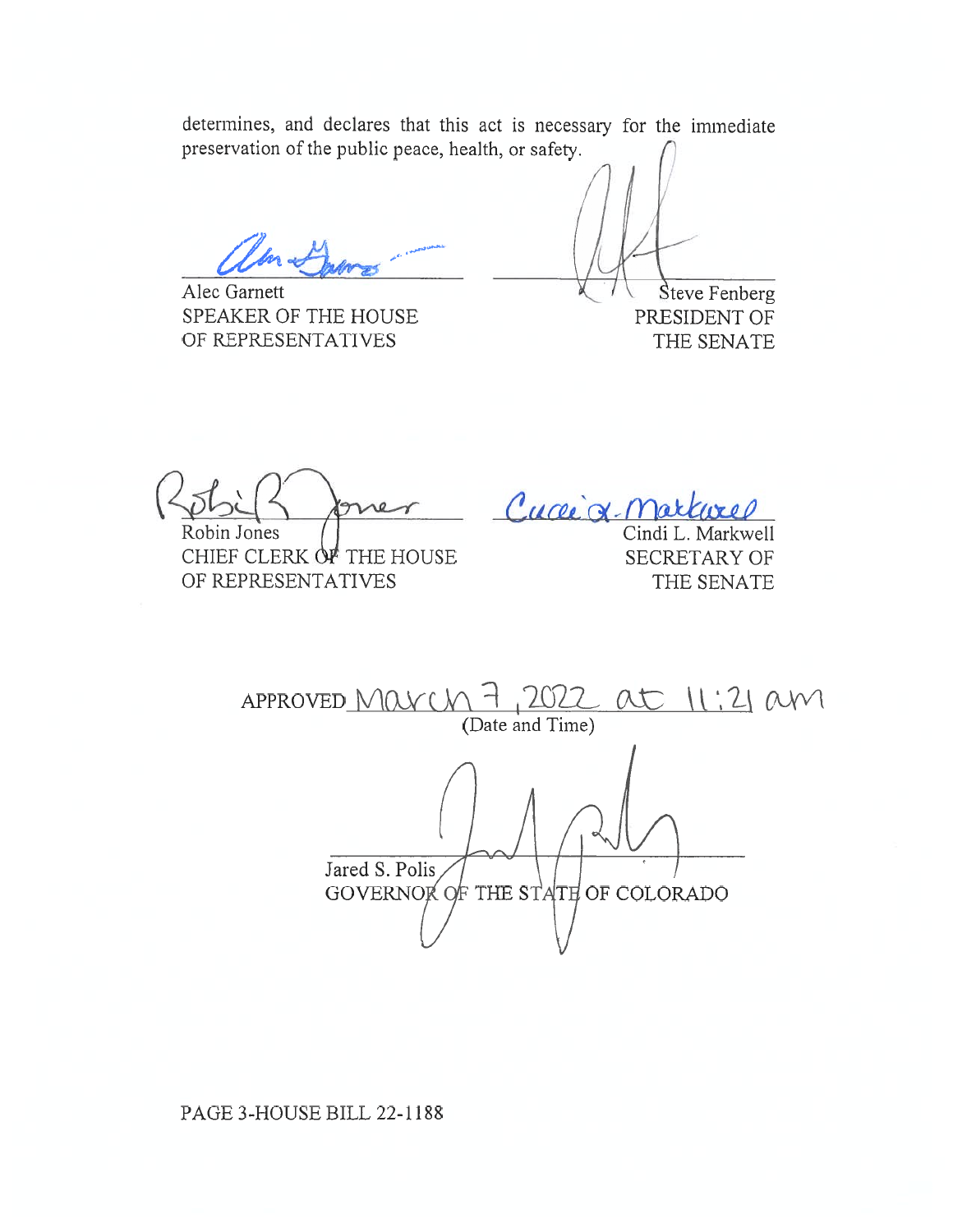determines, and declares that this act is necessary for the immediate preservation of the public peace, health, or safety.

Alec Garnett
SPEAKER OF THE HOUSE
OF REPRESENTATIVES

Steve Fenberg
PRESIDENT OF
THE SENATE

Robin Jones
CHIEF CLERK OF THE HOUSE
OF REPRESENTATIVES

Cindi L. Markwell
SECRETARY OF
THE SENATE

APPROVED March 7, 2022 at 11:21 am
(Date and Time)

Jared S. Polis
GOVERNOR OF THE STATE OF COLORADO

PAGE 3-HOUSE BILL 22-1188